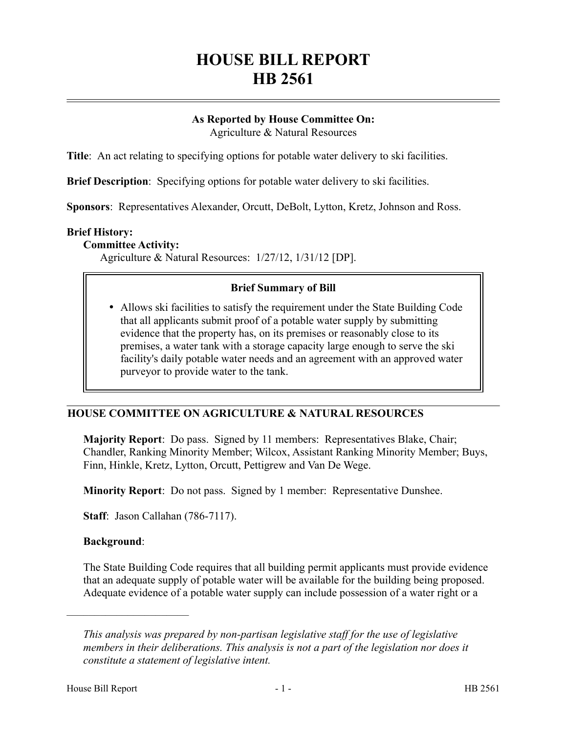# HOUSE BILL REPORT
# HB 2561

**As Reported by House Committee On:**
Agriculture & Natural Resources

**Title**: An act relating to specifying options for potable water delivery to ski facilities.

**Brief Description**: Specifying options for potable water delivery to ski facilities.

**Sponsors**: Representatives Alexander, Orcutt, DeBolt, Lytton, Kretz, Johnson and Ross.

**Brief History:**

**Committee Activity:**

Agriculture & Natural Resources: 1/27/12, 1/31/12 [DP].

**Brief Summary of Bill**

- Allows ski facilities to satisfy the requirement under the State Building Code that all applicants submit proof of a potable water supply by submitting evidence that the property has, on its premises or reasonably close to its premises, a water tank with a storage capacity large enough to serve the ski facility's daily potable water needs and an agreement with an approved water purveyor to provide water to the tank.

## HOUSE COMMITTEE ON AGRICULTURE & NATURAL RESOURCES

**Majority Report**: Do pass. Signed by 11 members: Representatives Blake, Chair; Chandler, Ranking Minority Member; Wilcox, Assistant Ranking Minority Member; Buys, Finn, Hinkle, Kretz, Lytton, Orcutt, Pettigrew and Van De Wege.

**Minority Report**: Do not pass. Signed by 1 member: Representative Dunshee.

**Staff**: Jason Callahan (786-7117).

**Background**:

The State Building Code requires that all building permit applicants must provide evidence that an adequate supply of potable water will be available for the building being proposed. Adequate evidence of a potable water supply can include possession of a water right or a

---

*This analysis was prepared by non-partisan legislative staff for the use of legislative members in their deliberations. This analysis is not a part of the legislation nor does it constitute a statement of legislative intent.*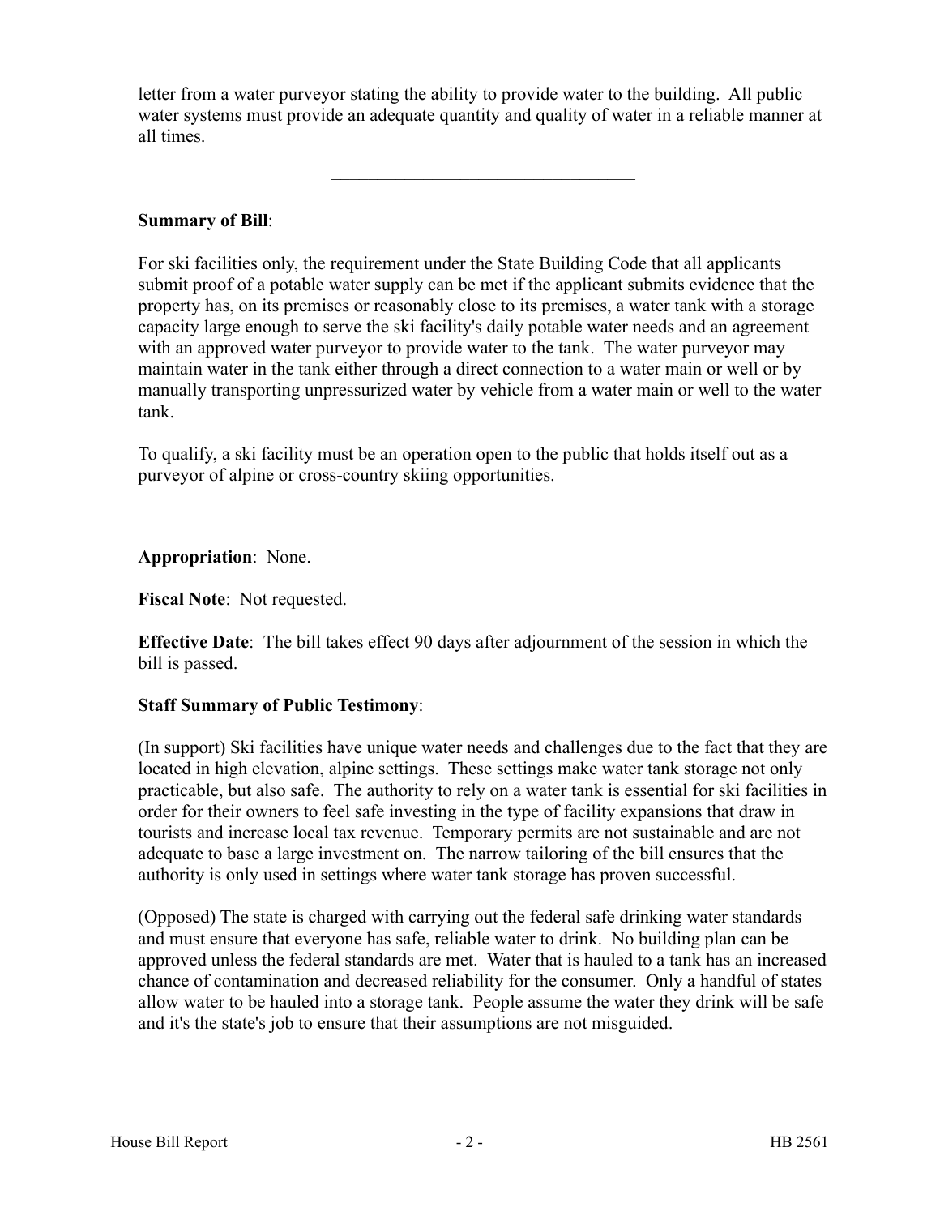letter from a water purveyor stating the ability to provide water to the building. All public water systems must provide an adequate quantity and quality of water in a reliable manner at all times.

---

**Summary of Bill**:

For ski facilities only, the requirement under the State Building Code that all applicants submit proof of a potable water supply can be met if the applicant submits evidence that the property has, on its premises or reasonably close to its premises, a water tank with a storage capacity large enough to serve the ski facility's daily potable water needs and an agreement with an approved water purveyor to provide water to the tank. The water purveyor may maintain water in the tank either through a direct connection to a water main or well or by manually transporting unpressurized water by vehicle from a water main or well to the water tank.

To qualify, a ski facility must be an operation open to the public that holds itself out as a purveyor of alpine or cross-country skiing opportunities.

---

**Appropriation**: None.

**Fiscal Note**: Not requested.

**Effective Date**: The bill takes effect 90 days after adjournment of the session in which the bill is passed.

**Staff Summary of Public Testimony**:

(In support) Ski facilities have unique water needs and challenges due to the fact that they are located in high elevation, alpine settings. These settings make water tank storage not only practicable, but also safe. The authority to rely on a water tank is essential for ski facilities in order for their owners to feel safe investing in the type of facility expansions that draw in tourists and increase local tax revenue. Temporary permits are not sustainable and are not adequate to base a large investment on. The narrow tailoring of the bill ensures that the authority is only used in settings where water tank storage has proven successful.

(Opposed) The state is charged with carrying out the federal safe drinking water standards and must ensure that everyone has safe, reliable water to drink. No building plan can be approved unless the federal standards are met. Water that is hauled to a tank has an increased chance of contamination and decreased reliability for the consumer. Only a handful of states allow water to be hauled into a storage tank. People assume the water they drink will be safe and it's the state's job to ensure that their assumptions are not misguided.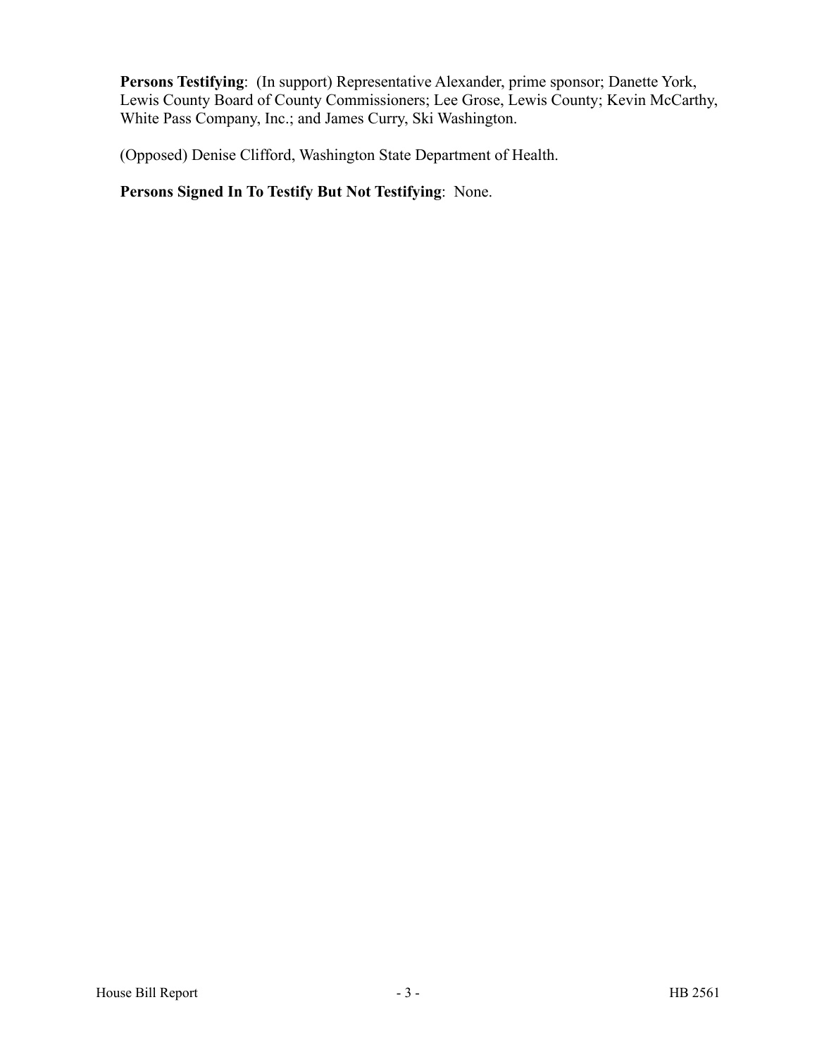**Persons Testifying**: (In support) Representative Alexander, prime sponsor; Danette York, Lewis County Board of County Commissioners; Lee Grose, Lewis County; Kevin McCarthy, White Pass Company, Inc.; and James Curry, Ski Washington.

(Opposed) Denise Clifford, Washington State Department of Health.

**Persons Signed In To Testify But Not Testifying**: None.